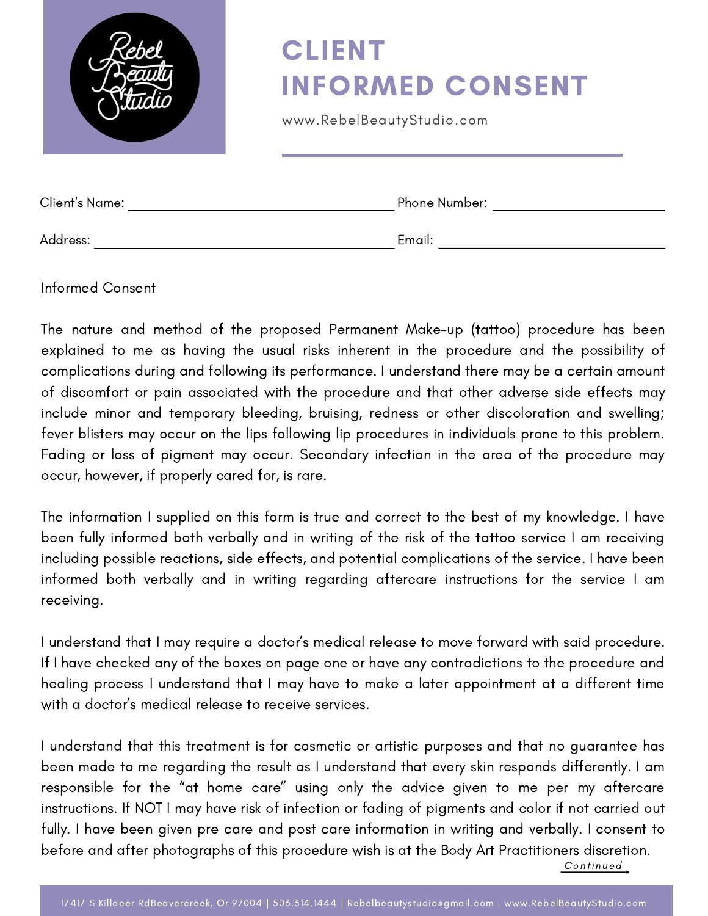# CLIENT INFORMED CONSENT

www.RebelBeautyStudio.com

Client's Name: ______________________ Phone Number: ______________________

Address: ______________________ Email: ______________________

Informed Consent

The nature and method of the proposed Permanent Make-up (tattoo) procedure has been explained to me as having the usual risks inherent in the procedure and the possibility of complications during and following its performance. I understand there may be a certain amount of discomfort or pain associated with the procedure and that other adverse side effects may include minor and temporary bleeding, bruising, redness or other discoloration and swelling; fever blisters may occur on the lips following lip procedures in individuals prone to this problem. Fading or loss of pigment may occur. Secondary infection in the area of the procedure may occur, however, if properly cared for, is rare.

The information I supplied on this form is true and correct to the best of my knowledge. I have been fully informed both verbally and in writing of the risk of the tattoo service I am receiving including possible reactions, side effects, and potential complications of the service. I have been informed both verbally and in writing regarding aftercare instructions for the service I am receiving.

I understand that I may require a doctor's medical release to move forward with said procedure. If I have checked any of the boxes on page one or have any contradictions to the procedure and healing process I understand that I may have to make a later appointment at a different time with a doctor's medical release to receive services.

I understand that this treatment is for cosmetic or artistic purposes and that no guarantee has been made to me regarding the result as I understand that every skin responds differently. I am responsible for the "at home care" using only the advice given to me per my aftercare instructions. If NOT I may have risk of infection or fading of pigments and color if not carried out fully. I have been given pre care and post care information in writing and verbally. I consent to before and after photographs of this procedure wish is at the Body Art Practitioners discretion.

Continued

17417 S Killdeer RdBeavercreek, Or 97004 | 503.314.1444 | Rebelbeautystudia@gmail.com | www.RebelBeautyStudio.com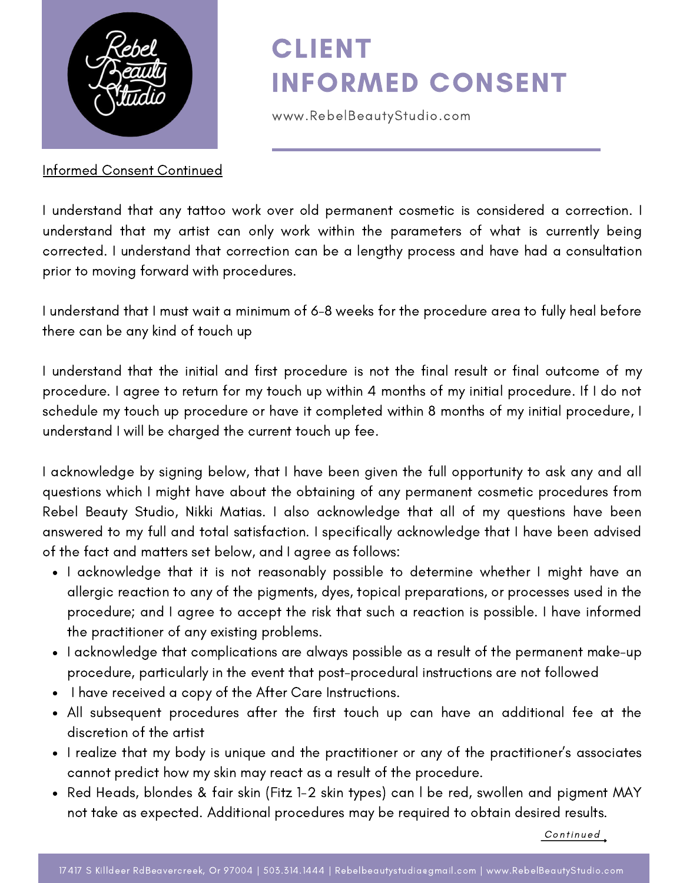# CLIENT INFORMED CONSENT

www.RebelBeautyStudio.com

Informed Consent Continued

I understand that any tattoo work over old permanent cosmetic is considered a correction. I understand that my artist can only work within the parameters of what is currently being corrected. I understand that correction can be a lengthy process and have had a consultation prior to moving forward with procedures.

I understand that I must wait a minimum of 6-8 weeks for the procedure area to fully heal before there can be any kind of touch up

I understand that the initial and first procedure is not the final result or final outcome of my procedure. I agree to return for my touch up within 4 months of my initial procedure. If I do not schedule my touch up procedure or have it completed within 8 months of my initial procedure, I understand I will be charged the current touch up fee.

I acknowledge by signing below, that I have been given the full opportunity to ask any and all questions which I might have about the obtaining of any permanent cosmetic procedures from Rebel Beauty Studio, Nikki Matias. I also acknowledge that all of my questions have been answered to my full and total satisfaction. I specifically acknowledge that I have been advised of the fact and matters set below, and I agree as follows:

- I acknowledge that it is not reasonably possible to determine whether I might have an allergic reaction to any of the pigments, dyes, topical preparations, or processes used in the procedure; and I agree to accept the risk that such a reaction is possible. I have informed the practitioner of any existing problems.
- I acknowledge that complications are always possible as a result of the permanent make-up procedure, particularly in the event that post-procedural instructions are not followed
- I have received a copy of the After Care Instructions.
- All subsequent procedures after the first touch up can have an additional fee at the discretion of the artist
- I realize that my body is unique and the practitioner or any of the practitioner's associates cannot predict how my skin may react as a result of the procedure.
- Red Heads, blondes & fair skin (Fitz 1-2 skin types) can I be red, swollen and pigment MAY not take as expected. Additional procedures may be required to obtain desired results.

Continued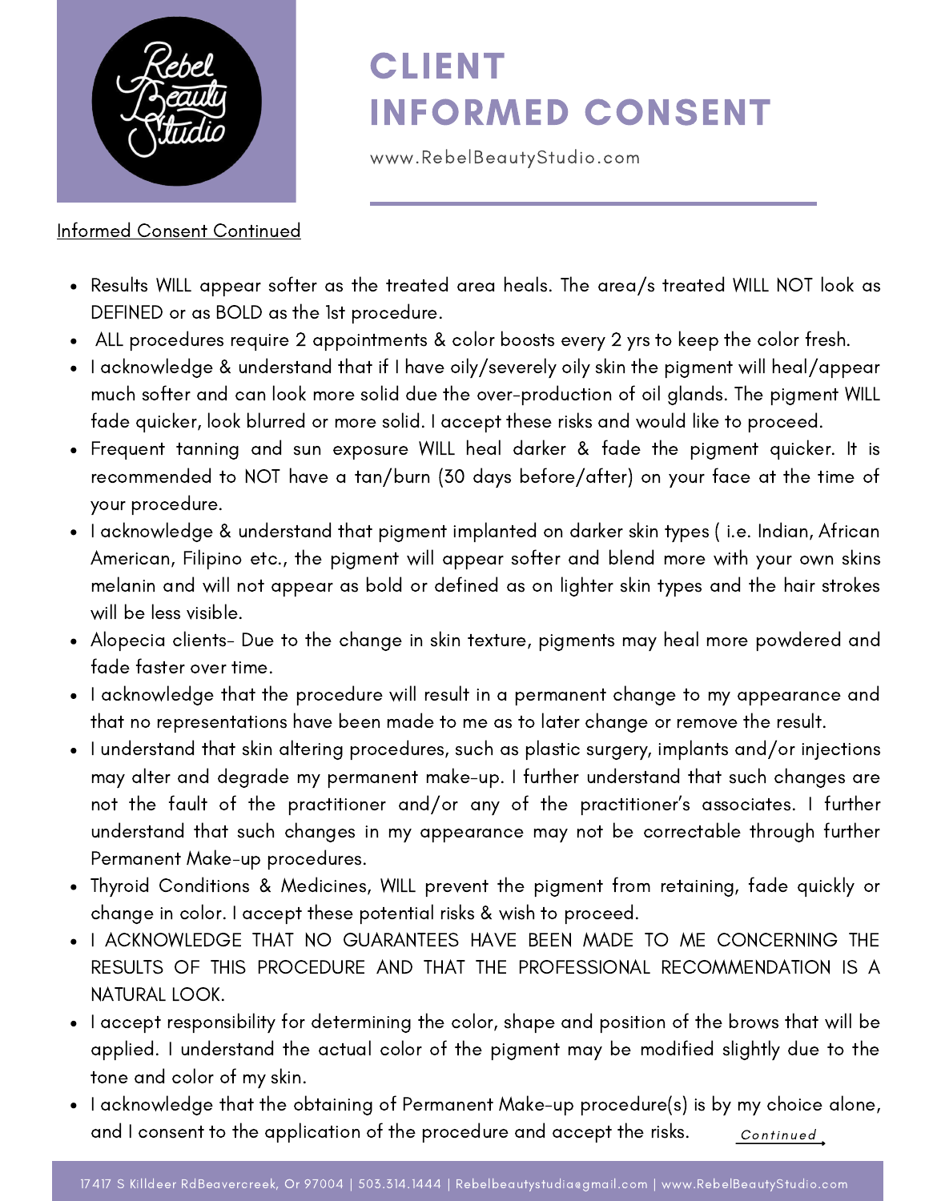// Header repeats across pages
# CLIENT INFORMED CONSENT

www.RebelBeautyStudio.com

Informed Consent Continued

- Results WILL appear softer as the treated area heals. The area/s treated WILL NOT look as DEFINED or as BOLD as the 1st procedure.
- ALL procedures require 2 appointments & color boosts every 2 yrs to keep the color fresh.
- I acknowledge & understand that if I have oily/severely oily skin the pigment will heal/appear much softer and can look more solid due the over-production of oil glands. The pigment WILL fade quicker, look blurred or more solid. I accept these risks and would like to proceed.
- Frequent tanning and sun exposure WILL heal darker & fade the pigment quicker. It is recommended to NOT have a tan/burn (30 days before/after) on your face at the time of your procedure.
- I acknowledge & understand that pigment implanted on darker skin types ( i.e. Indian, African American, Filipino etc., the pigment will appear softer and blend more with your own skins melanin and will not appear as bold or defined as on lighter skin types and the hair strokes will be less visible.
- Alopecia clients- Due to the change in skin texture, pigments may heal more powdered and fade faster over time.
- I acknowledge that the procedure will result in a permanent change to my appearance and that no representations have been made to me as to later change or remove the result.
- I understand that skin altering procedures, such as plastic surgery, implants and/or injections may alter and degrade my permanent make-up. I further understand that such changes are not the fault of the practitioner and/or any of the practitioner's associates. I further understand that such changes in my appearance may not be correctable through further Permanent Make-up procedures.
- Thyroid Conditions & Medicines, WILL prevent the pigment from retaining, fade quickly or change in color. I accept these potential risks & wish to proceed.
- I ACKNOWLEDGE THAT NO GUARANTEES HAVE BEEN MADE TO ME CONCERNING THE RESULTS OF THIS PROCEDURE AND THAT THE PROFESSIONAL RECOMMENDATION IS A NATURAL LOOK.
- I accept responsibility for determining the color, shape and position of the brows that will be applied. I understand the actual color of the pigment may be modified slightly due to the tone and color of my skin.
- I acknowledge that the obtaining of Permanent Make-up procedure(s) is by my choice alone, and I consent to the application of the procedure and accept the risks.

*Continued*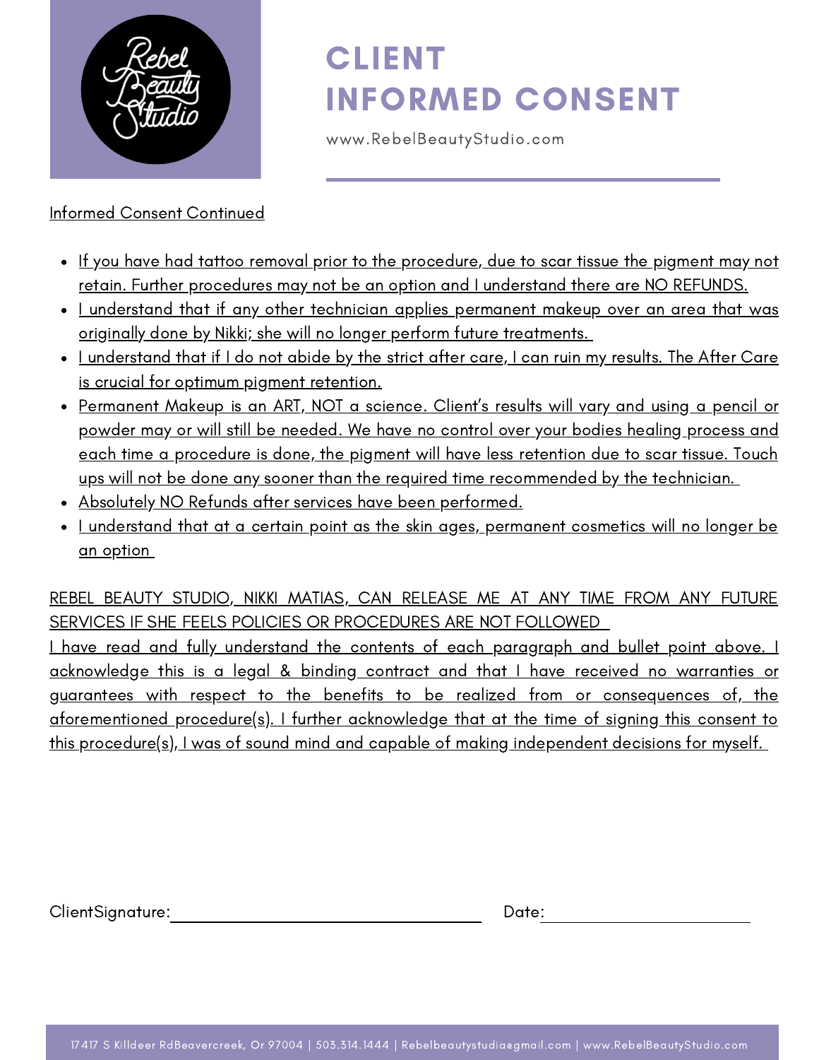# CLIENT INFORMED CONSENT

www.RebelBeautyStudio.com

Informed Consent Continued

- If you have had tattoo removal prior to the procedure, due to scar tissue the pigment may not retain. Further procedures may not be an option and I understand there are NO REFUNDS.
- I understand that if any other technician applies permanent makeup over an area that was originally done by Nikki; she will no longer perform future treatments.
- I understand that if I do not abide by the strict after care, I can ruin my results. The After Care is crucial for optimum pigment retention.
- Permanent Makeup is an ART, NOT a science. Client's results will vary and using a pencil or powder may or will still be needed. We have no control over your bodies healing process and each time a procedure is done, the pigment will have less retention due to scar tissue. Touch ups will not be done any sooner than the required time recommended by the technician.
- Absolutely NO Refunds after services have been performed.
- I understand that at a certain point as the skin ages, permanent cosmetics will no longer be an option

REBEL BEAUTY STUDIO, NIKKI MATIAS, CAN RELEASE ME AT ANY TIME FROM ANY FUTURE SERVICES IF SHE FEELS POLICIES OR PROCEDURES ARE NOT FOLLOWED

I have read and fully understand the contents of each paragraph and bullet point above. I acknowledge this is a legal & binding contract and that I have received no warranties or guarantees with respect to the benefits to be realized from or consequences of, the aforementioned procedure(s). I further acknowledge that at the time of signing this consent to this procedure(s), I was of sound mind and capable of making independent decisions for myself.

ClientSignature: ______________________ Date: ______________

17417 S Killdeer RdBeavercreek, Or 97004 | 503.314.1444 | Rebelbeautystudio@gmail.com | www.RebelBeautyStudio.com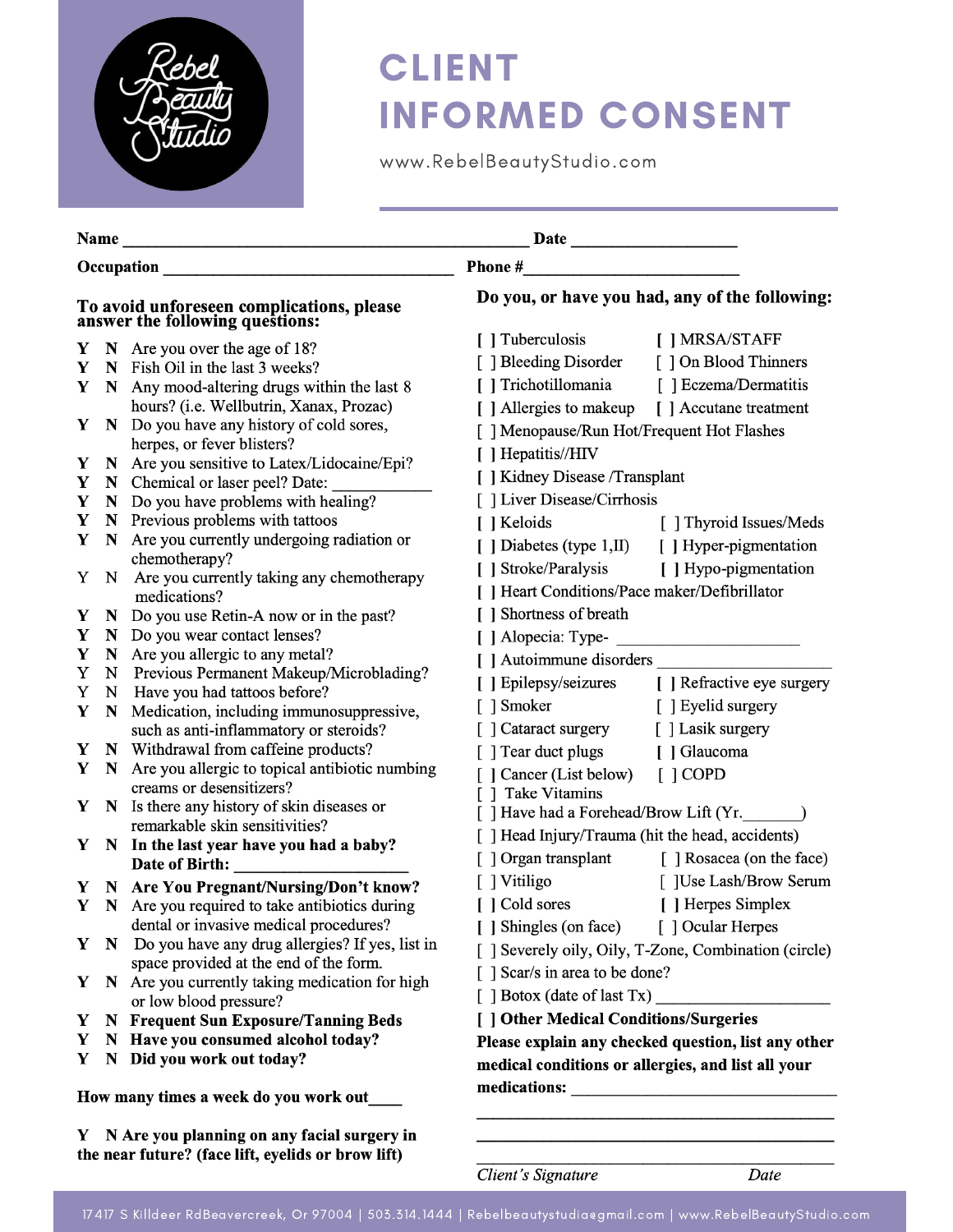Rebel Beauty Studio

# CLIENT INFORMED CONSENT

www.RebelBeautyStudio.com

**Name** ______________________________________________ **Date** ___________________

**Occupation** _________________________________ **Phone #**________________________

**To avoid unforeseen complications, please answer the following questions:**

- **Y N** Are you over the age of 18?
- **Y N** Fish Oil in the last 3 weeks?
- **Y N** Any mood-altering drugs within the last 8 hours? (i.e. Wellbutrin, Xanax, Prozac)
- **Y N** Do you have any history of cold sores, herpes, or fever blisters?
- **Y N** Are you sensitive to Latex/Lidocaine/Epi?
- **Y N** Chemical or laser peel? Date: ___________
- **Y N** Do you have problems with healing?
- **Y N** Previous problems with tattoos
- **Y N** Are you currently undergoing radiation or chemotherapy?
- Y N Are you currently taking any chemotherapy medications?
- **Y N** Do you use Retin-A now or in the past?
- **Y N** Do you wear contact lenses?
- **Y N** Are you allergic to any metal?
- Y N Previous Permanent Makeup/Microblading?
- Y N Have you had tattoos before?
- **Y N** Medication, including immunosuppressive, such as anti-inflammatory or steroids?
- **Y N** Withdrawal from caffeine products?
- **Y N** Are you allergic to topical antibiotic numbing creams or desensitizers?
- **Y N** Is there any history of skin diseases or remarkable skin sensitivities?
- **Y N In the last year have you had a baby? Date of Birth:** _________________
- **Y N Are You Pregnant/Nursing/Don't know?**
- **Y N** Are you required to take antibiotics during dental or invasive medical procedures?
- **Y N** Do you have any drug allergies? If yes, list in space provided at the end of the form.
- **Y N** Are you currently taking medication for high or low blood pressure?
- **Y N Frequent Sun Exposure/Tanning Beds**
- **Y N Have you consumed alcohol today?**
- **Y N Did you work out today?**

**How many times a week do you work out**____

**Y N Are you planning on any facial surgery in the near future? (face lift, eyelids or brow lift)**

**Do you, or have you had, any of the following:**

- [ ] Tuberculosis
- [ ] MRSA/STAFF
- [ ] Bleeding Disorder
- [ ] On Blood Thinners
- [ ] Trichotillomania
- [ ] Eczema/Dermatitis
- [ ] Allergies to makeup
- [ ] Accutane treatment
- [ ] Menopause/Run Hot/Frequent Hot Flashes
- [ ] Hepatitis//HIV
- [ ] Kidney Disease /Transplant
- [ ] Liver Disease/Cirrhosis
- [ ] Keloids
- [ ] Thyroid Issues/Meds
- [ ] Diabetes (type 1,II)
- [ ] Hyper-pigmentation
- [ ] Stroke/Paralysis
- [ ] Hypo-pigmentation
- [ ] Heart Conditions/Pace maker/Defibrillator
- [ ] Shortness of breath
- [ ] Alopecia: Type- ____________________
- [ ] Autoimmune disorders ____________________
- [ ] Epilepsy/seizures
- [ ] Refractive eye surgery
- [ ] Smoker
- [ ] Eyelid surgery
- [ ] Cataract surgery
- [ ] Lasik surgery
- [ ] Tear duct plugs
- [ ] Glaucoma
- [ ] Cancer (List below)
- [ ] COPD
- [ ] Take Vitamins
- [ ] Have had a Forehead/Brow Lift (Yr._______)
- [ ] Head Injury/Trauma (hit the head, accidents)
- [ ] Organ transplant
- [ ] Rosacea (on the face)
- [ ] Vitiligo
- [ ]Use Lash/Brow Serum
- [ ] Cold sores
- [ ] Herpes Simplex
- [ ] Shingles (on face)
- [ ] Ocular Herpes
- [ ] Severely oily, Oily, T-Zone, Combination (circle)
- [ ] Scar/s in area to be done?
- [ ] Botox (date of last Tx) ____________________
- **[ ] Other Medical Conditions/Surgeries**

**Please explain any checked question, list any other medical conditions or allergies, and list all your medications:** ______________________________

______________________________________________

______________________________________________

______________________________________________

*Client's Signature* *Date*

17417 S Killdeer RdBeavercreek, Or 97004 | 503.314.1444 | Rebelbeautystudiaegmail.com | www.RebelBeautyStudio.com